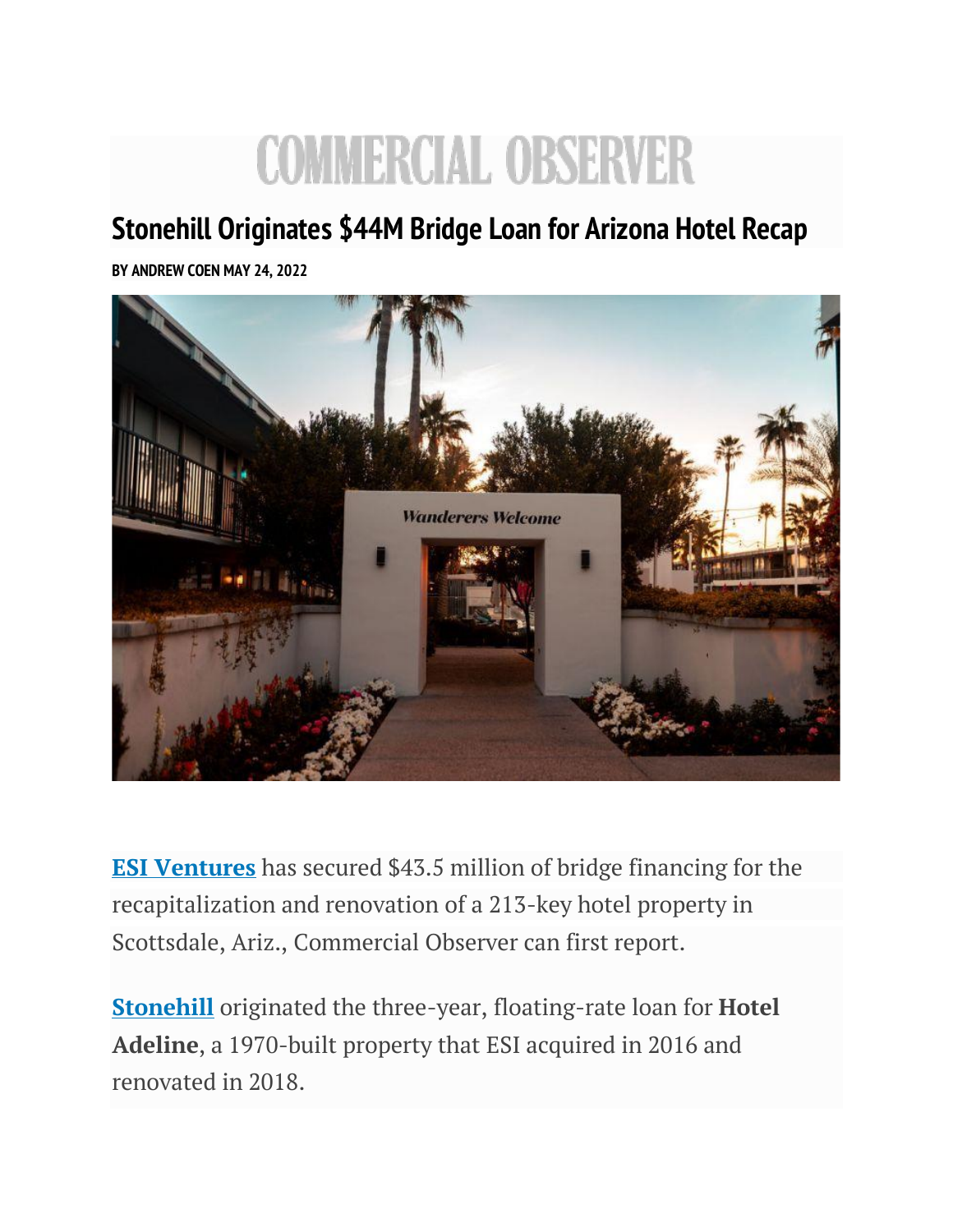# COMMERCIAL OBSERVER

## Stonehill Originates $44M Bridge Loan for Arizona Hotel Recap

**BY ANDREW COEN MAY 24, 2022**

**ESI Ventures** has secured $43.5 million of bridge financing for the recapitalization and renovation of a 213-key hotel property in Scottsdale, Ariz., Commercial Observer can first report.

**Stonehill** originated the three-year, floating-rate loan for **Hotel Adeline**, a 1970-built property that ESI acquired in 2016 and renovated in 2018.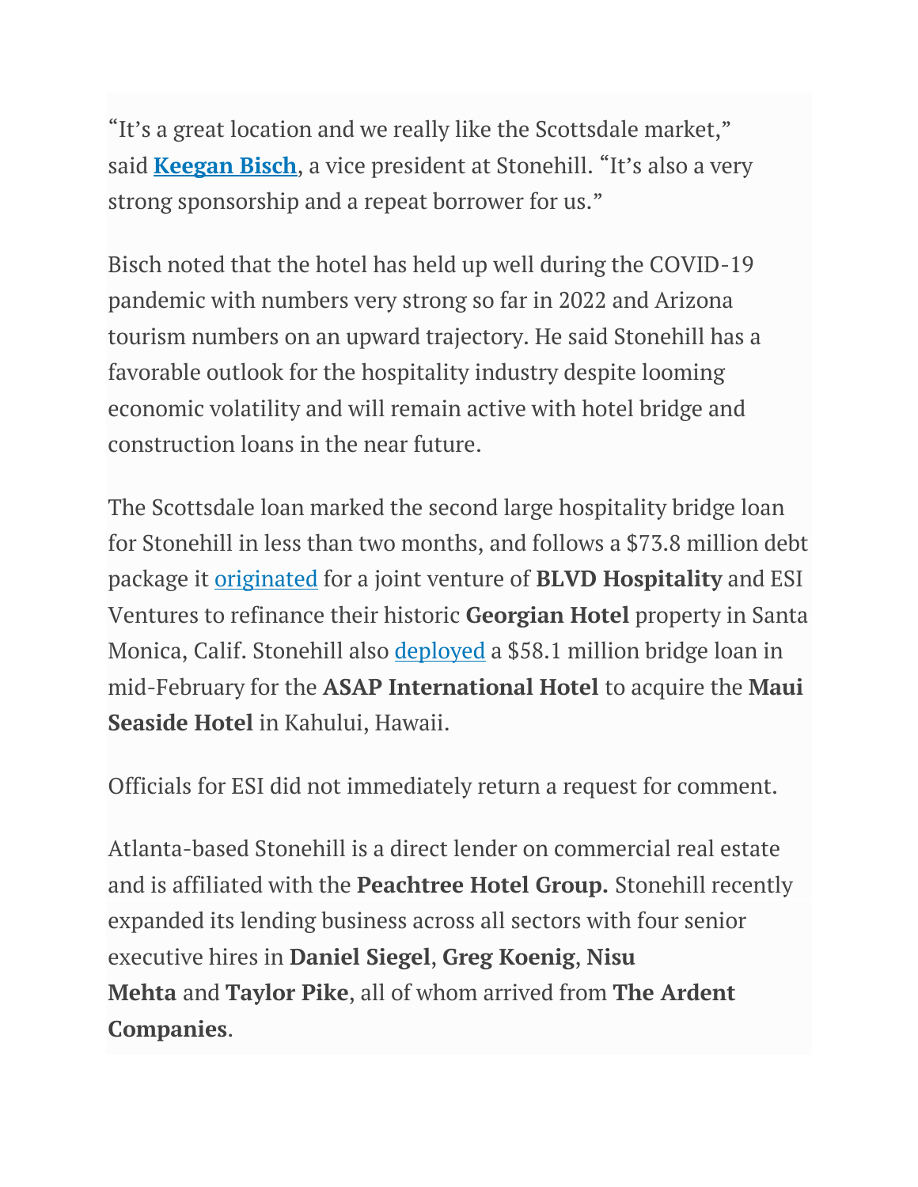"It's a great location and we really like the Scottsdale market," said **Keegan Bisch**, a vice president at Stonehill. "It's also a very strong sponsorship and a repeat borrower for us."

Bisch noted that the hotel has held up well during the COVID-19 pandemic with numbers very strong so far in 2022 and Arizona tourism numbers on an upward trajectory. He said Stonehill has a favorable outlook for the hospitality industry despite looming economic volatility and will remain active with hotel bridge and construction loans in the near future.

The Scottsdale loan marked the second large hospitality bridge loan for Stonehill in less than two months, and follows a $73.8 million debt package it originated for a joint venture of **BLVD Hospitality** and ESI Ventures to refinance their historic **Georgian Hotel** property in Santa Monica, Calif. Stonehill also deployed a $58.1 million bridge loan in mid-February for the **ASAP International Hotel** to acquire the **Maui Seaside Hotel** in Kahului, Hawaii.

Officials for ESI did not immediately return a request for comment.

Atlanta-based Stonehill is a direct lender on commercial real estate and is affiliated with the **Peachtree Hotel Group.** Stonehill recently expanded its lending business across all sectors with four senior executive hires in **Daniel Siegel**, **Greg Koenig**, **Nisu Mehta** and **Taylor Pike**, all of whom arrived from **The Ardent Companies**.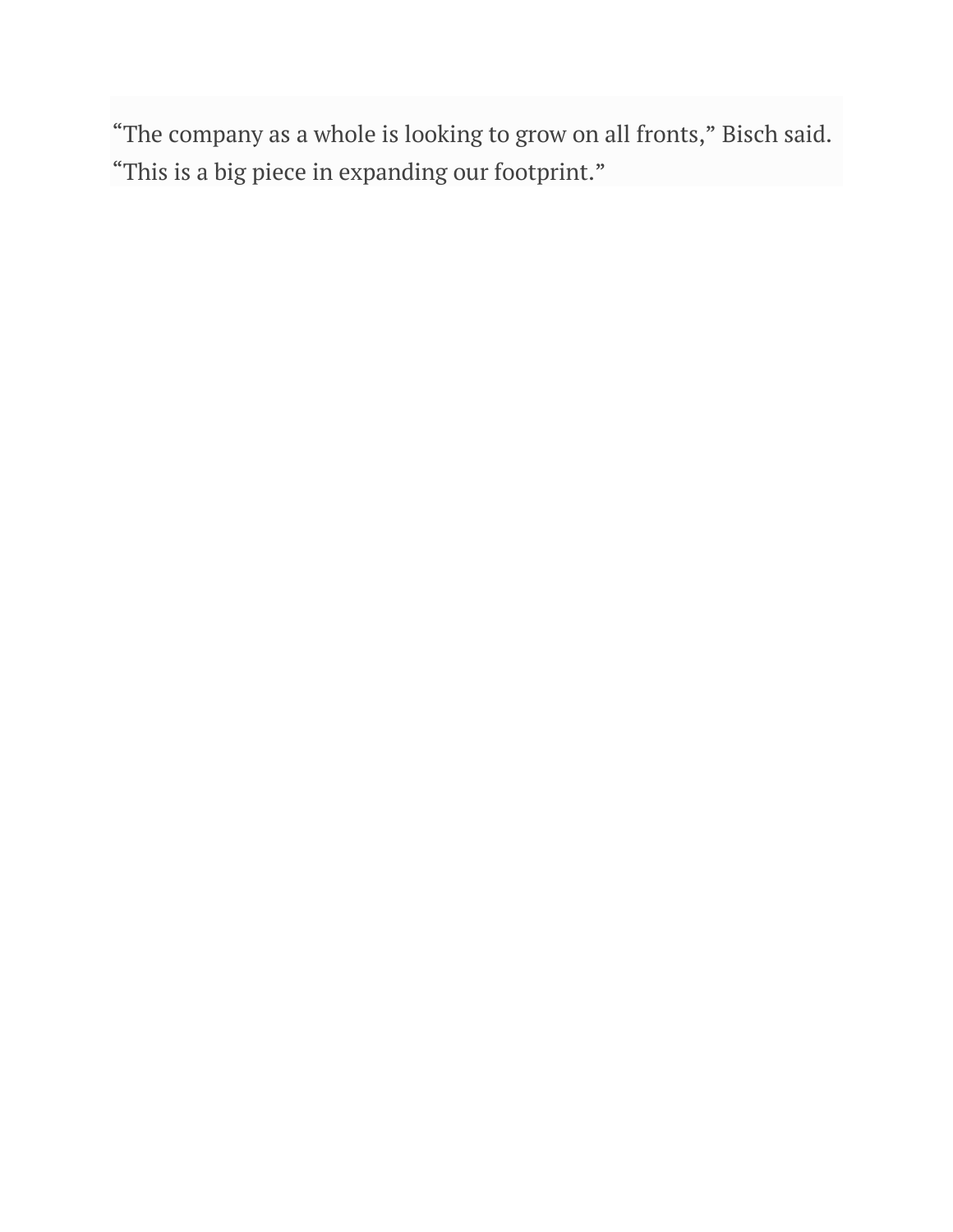"The company as a whole is looking to grow on all fronts," Bisch said. "This is a big piece in expanding our footprint."